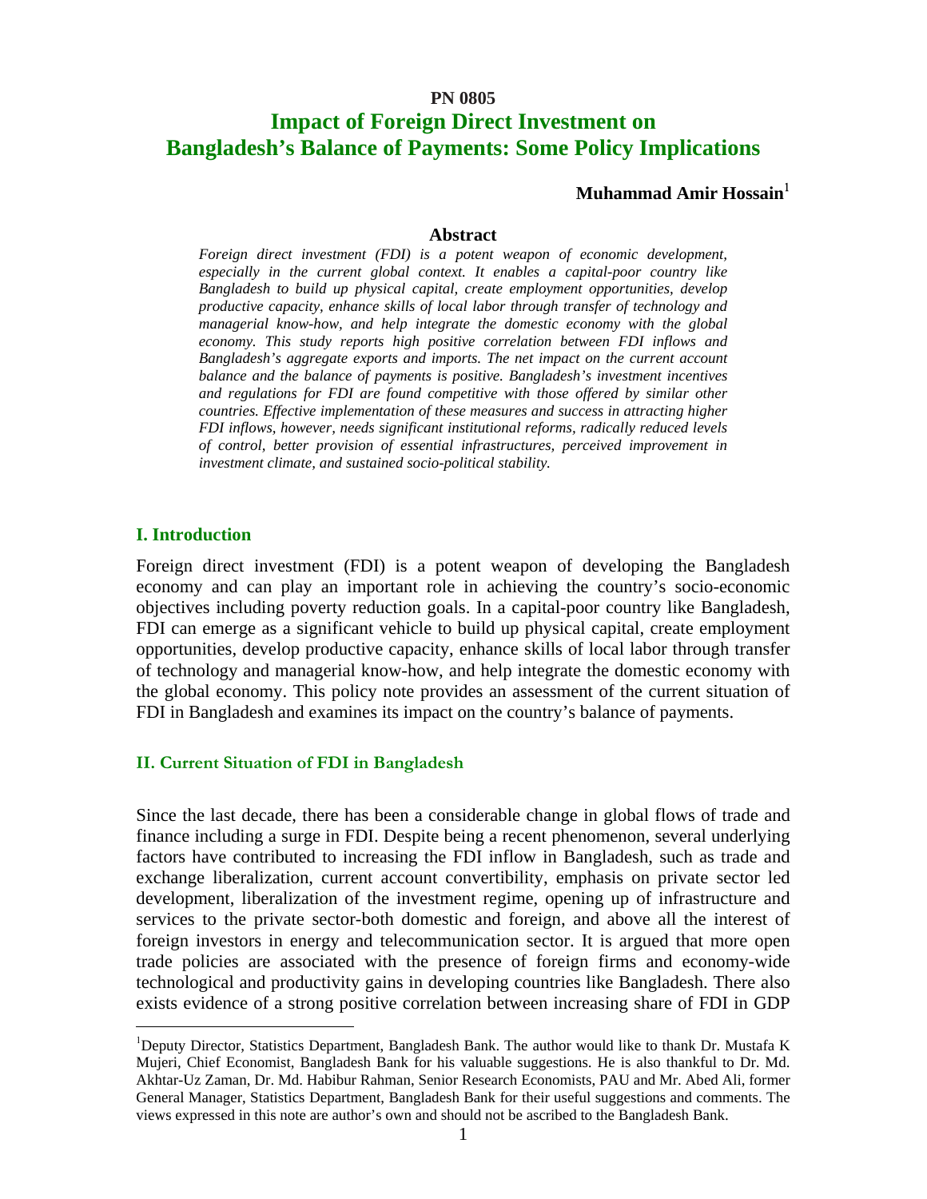**PN 0805**

# Impact of Foreign Direct Investment on Bangladesh's Balance of Payments: Some Policy Implications

**Muhammad Amir Hossain**[1]

**Abstract**

*Foreign direct investment (FDI) is a potent weapon of economic development, especially in the current global context. It enables a capital-poor country like Bangladesh to build up physical capital, create employment opportunities, develop productive capacity, enhance skills of local labor through transfer of technology and managerial know-how, and help integrate the domestic economy with the global economy. This study reports high positive correlation between FDI inflows and Bangladesh's aggregate exports and imports. The net impact on the current account balance and the balance of payments is positive. Bangladesh's investment incentives and regulations for FDI are found competitive with those offered by similar other countries. Effective implementation of these measures and success in attracting higher FDI inflows, however, needs significant institutional reforms, radically reduced levels of control, better provision of essential infrastructures, perceived improvement in investment climate, and sustained socio-political stability.*

## I. Introduction

Foreign direct investment (FDI) is a potent weapon of developing the Bangladesh economy and can play an important role in achieving the country's socio-economic objectives including poverty reduction goals. In a capital-poor country like Bangladesh, FDI can emerge as a significant vehicle to build up physical capital, create employment opportunities, develop productive capacity, enhance skills of local labor through transfer of technology and managerial know-how, and help integrate the domestic economy with the global economy. This policy note provides an assessment of the current situation of FDI in Bangladesh and examines its impact on the country's balance of payments.

## II. Current Situation of FDI in Bangladesh

Since the last decade, there has been a considerable change in global flows of trade and finance including a surge in FDI. Despite being a recent phenomenon, several underlying factors have contributed to increasing the FDI inflow in Bangladesh, such as trade and exchange liberalization, current account convertibility, emphasis on private sector led development, liberalization of the investment regime, opening up of infrastructure and services to the private sector-both domestic and foreign, and above all the interest of foreign investors in energy and telecommunication sector. It is argued that more open trade policies are associated with the presence of foreign firms and economy-wide technological and productivity gains in developing countries like Bangladesh. There also exists evidence of a strong positive correlation between increasing share of FDI in GDP

---

[1]Deputy Director, Statistics Department, Bangladesh Bank. The author would like to thank Dr. Mustafa K Mujeri, Chief Economist, Bangladesh Bank for his valuable suggestions. He is also thankful to Dr. Md. Akhtar-Uz Zaman, Dr. Md. Habibur Rahman, Senior Research Economists, PAU and Mr. Abed Ali, former General Manager, Statistics Department, Bangladesh Bank for their useful suggestions and comments. The views expressed in this note are author's own and should not be ascribed to the Bangladesh Bank.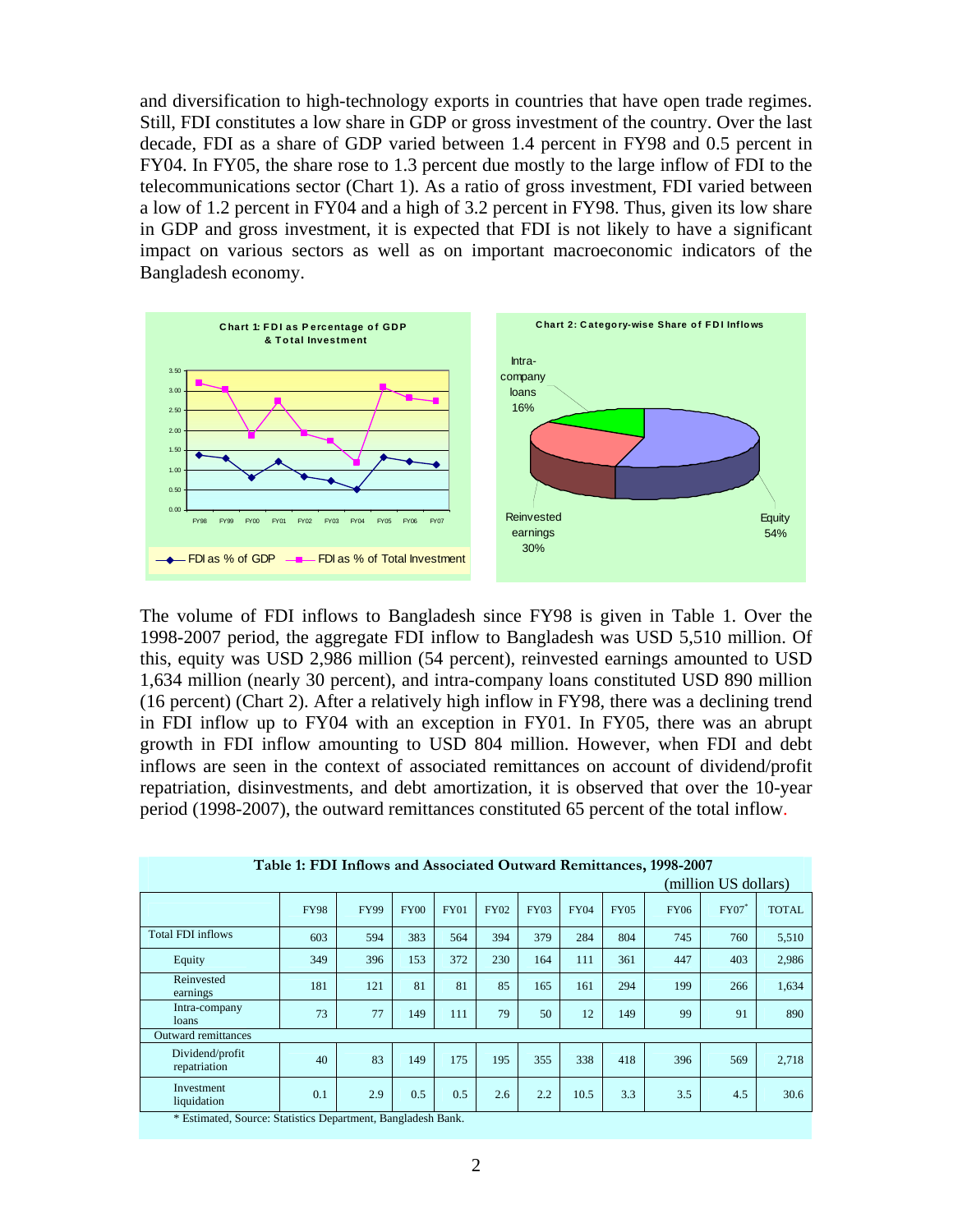and diversification to high-technology exports in countries that have open trade regimes. Still, FDI constitutes a low share in GDP or gross investment of the country. Over the last decade, FDI as a share of GDP varied between 1.4 percent in FY98 and 0.5 percent in FY04. In FY05, the share rose to 1.3 percent due mostly to the large inflow of FDI to the telecommunications sector (Chart 1). As a ratio of gross investment, FDI varied between a low of 1.2 percent in FY04 and a high of 3.2 percent in FY98. Thus, given its low share in GDP and gross investment, it is expected that FDI is not likely to have a significant impact on various sectors as well as on important macroeconomic indicators of the Bangladesh economy.

**Chart 1: FDI as Percentage of GDP & Total Investment**

**Chart 2: Category-wise Share of FDI Inflows**

Intra-company loans 16%, Reinvested earnings 30%, Equity 54%

The volume of FDI inflows to Bangladesh since FY98 is given in Table 1. Over the 1998-2007 period, the aggregate FDI inflow to Bangladesh was USD 5,510 million. Of this, equity was USD 2,986 million (54 percent), reinvested earnings amounted to USD 1,634 million (nearly 30 percent), and intra-company loans constituted USD 890 million (16 percent) (Chart 2). After a relatively high inflow in FY98, there was a declining trend in FDI inflow up to FY04 with an exception in FY01. In FY05, there was an abrupt growth in FDI inflow amounting to USD 804 million. However, when FDI and debt inflows are seen in the context of associated remittances on account of dividend/profit repatriation, disinvestments, and debt amortization, it is observed that over the 10-year period (1998-2007), the outward remittances constituted 65 percent of the total inflow.

**Table 1: FDI Inflows and Associated Outward Remittances, 1998-2007**

(million US dollars)

| | FY98 | FY99 | FY00 | FY01 | FY02 | FY03 | FY04 | FY05 | FY06 | FY07* | TOTAL |
|---|---|---|---|---|---|---|---|---|---|---|---|
| Total FDI inflows | 603 | 594 | 383 | 564 | 394 | 379 | 284 | 804 | 745 | 760 | 5,510 |
| Equity | 349 | 396 | 153 | 372 | 230 | 164 | 111 | 361 | 447 | 403 | 2,986 |
| Reinvested earnings | 181 | 121 | 81 | 81 | 85 | 165 | 161 | 294 | 199 | 266 | 1,634 |
| Intra-company loans | 73 | 77 | 149 | 111 | 79 | 50 | 12 | 149 | 99 | 91 | 890 |
| Outward remittances | | | | | | | | | | | |
| Dividend/profit repatriation | 40 | 83 | 149 | 175 | 195 | 355 | 338 | 418 | 396 | 569 | 2,718 |
| Investment liquidation | 0.1 | 2.9 | 0.5 | 0.5 | 2.6 | 2.2 | 10.5 | 3.3 | 3.5 | 4.5 | 30.6 |

\* Estimated, Source: Statistics Department, Bangladesh Bank.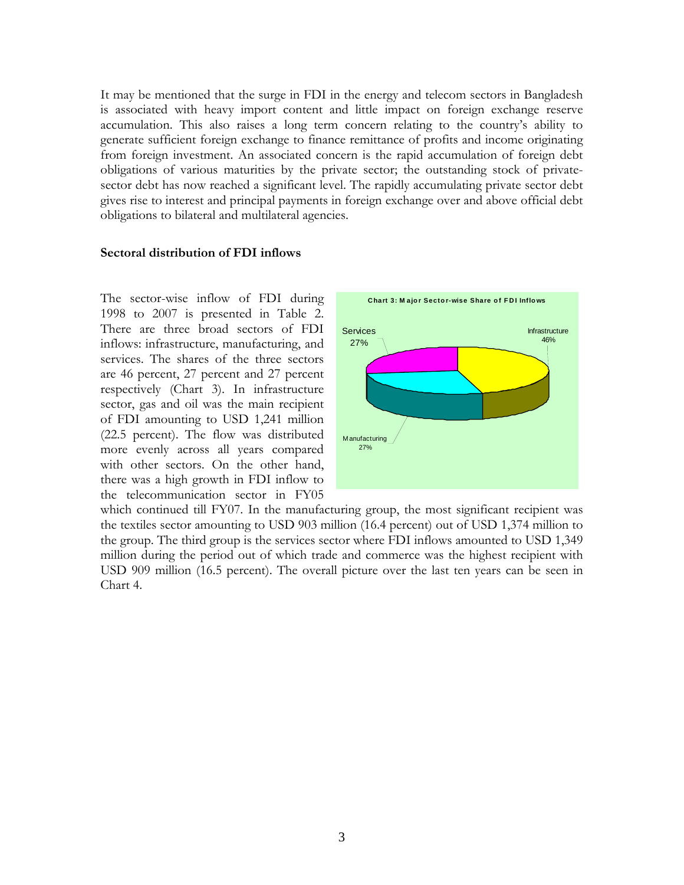It may be mentioned that the surge in FDI in the energy and telecom sectors in Bangladesh is associated with heavy import content and little impact on foreign exchange reserve accumulation. This also raises a long term concern relating to the country's ability to generate sufficient foreign exchange to finance remittance of profits and income originating from foreign investment. An associated concern is the rapid accumulation of foreign debt obligations of various maturities by the private sector; the outstanding stock of private-sector debt has now reached a significant level. The rapidly accumulating private sector debt gives rise to interest and principal payments in foreign exchange over and above official debt obligations to bilateral and multilateral agencies.

**Sectoral distribution of FDI inflows**

The sector-wise inflow of FDI during 1998 to 2007 is presented in Table 2. There are three broad sectors of FDI inflows: infrastructure, manufacturing, and services. The shares of the three sectors are 46 percent, 27 percent and 27 percent respectively (Chart 3). In infrastructure sector, gas and oil was the main recipient of FDI amounting to USD 1,241 million (22.5 percent). The flow was distributed more evenly across all years compared with other sectors. On the other hand, there was a high growth in FDI inflow to the telecommunication sector in FY05 which continued till FY07. In the manufacturing group, the most significant recipient was the textiles sector amounting to USD 903 million (16.4 percent) out of USD 1,374 million to the group. The third group is the services sector where FDI inflows amounted to USD 1,349 million during the period out of which trade and commerce was the highest recipient with USD 909 million (16.5 percent). The overall picture over the last ten years can be seen in Chart 4.

**Chart 3: Major Sector-wise Share of FDI Inflows**

| Sector | Share |
|---|---|
| Infrastructure | 46% |
| Manufacturing | 27% |
| Services | 27% |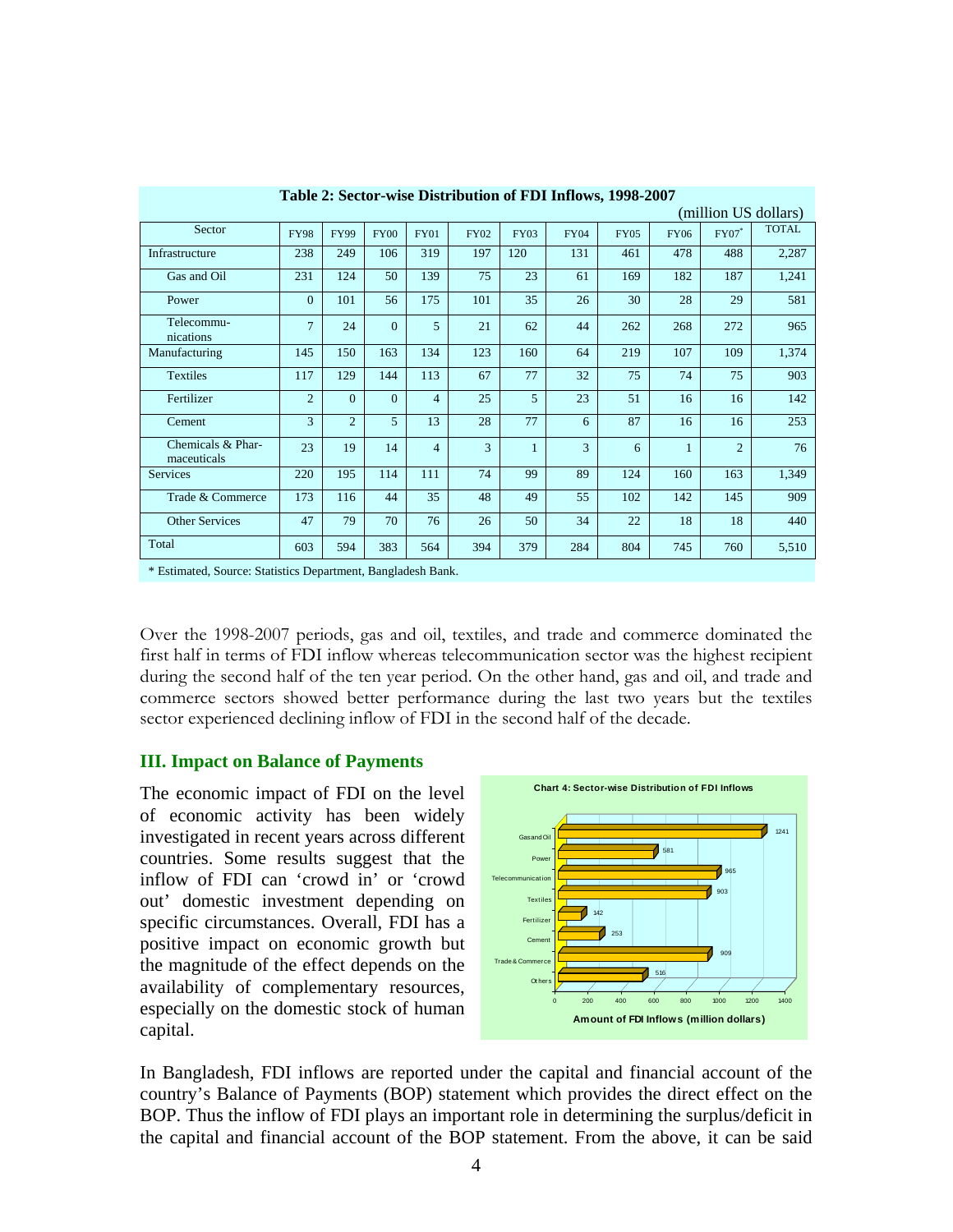**Table 2: Sector-wise Distribution of FDI Inflows, 1998-2007**

(million US dollars)

| Sector | FY98 | FY99 | FY00 | FY01 | FY02 | FY03 | FY04 | FY05 | FY06 | FY07* | TOTAL |
|---|---|---|---|---|---|---|---|---|---|---|---|
| Infrastructure | 238 | 249 | 106 | 319 | 197 | 120 | 131 | 461 | 478 | 488 | 2,287 |
| Gas and Oil | 231 | 124 | 50 | 139 | 75 | 23 | 61 | 169 | 182 | 187 | 1,241 |
| Power | 0 | 101 | 56 | 175 | 101 | 35 | 26 | 30 | 28 | 29 | 581 |
| Telecommu-nications | 7 | 24 | 0 | 5 | 21 | 62 | 44 | 262 | 268 | 272 | 965 |
| Manufacturing | 145 | 150 | 163 | 134 | 123 | 160 | 64 | 219 | 107 | 109 | 1,374 |
| Textiles | 117 | 129 | 144 | 113 | 67 | 77 | 32 | 75 | 74 | 75 | 903 |
| Fertilizer | 2 | 0 | 0 | 4 | 25 | 5 | 23 | 51 | 16 | 16 | 142 |
| Cement | 3 | 2 | 5 | 13 | 28 | 77 | 6 | 87 | 16 | 16 | 253 |
| Chemicals & Phar-maceuticals | 23 | 19 | 14 | 4 | 3 | 1 | 3 | 6 | 1 | 2 | 76 |
| Services | 220 | 195 | 114 | 111 | 74 | 99 | 89 | 124 | 160 | 163 | 1,349 |
| Trade & Commerce | 173 | 116 | 44 | 35 | 48 | 49 | 55 | 102 | 142 | 145 | 909 |
| Other Services | 47 | 79 | 70 | 76 | 26 | 50 | 34 | 22 | 18 | 18 | 440 |
| Total | 603 | 594 | 383 | 564 | 394 | 379 | 284 | 804 | 745 | 760 | 5,510 |

\* Estimated, Source: Statistics Department, Bangladesh Bank.

Over the 1998-2007 periods, gas and oil, textiles, and trade and commerce dominated the first half in terms of FDI inflow whereas telecommunication sector was the highest recipient during the second half of the ten year period. On the other hand, gas and oil, and trade and commerce sectors showed better performance during the last two years but the textiles sector experienced declining inflow of FDI in the second half of the decade.

### III. Impact on Balance of Payments

The economic impact of FDI on the level of economic activity has been widely investigated in recent years across different countries. Some results suggest that the inflow of FDI can 'crowd in' or 'crowd out' domestic investment depending on specific circumstances. Overall, FDI has a positive impact on economic growth but the magnitude of the effect depends on the availability of complementary resources, especially on the domestic stock of human capital.

Chart 4: Sector-wise Distribution of FDI Inflows

In Bangladesh, FDI inflows are reported under the capital and financial account of the country's Balance of Payments (BOP) statement which provides the direct effect on the BOP. Thus the inflow of FDI plays an important role in determining the surplus/deficit in the capital and financial account of the BOP statement. From the above, it can be said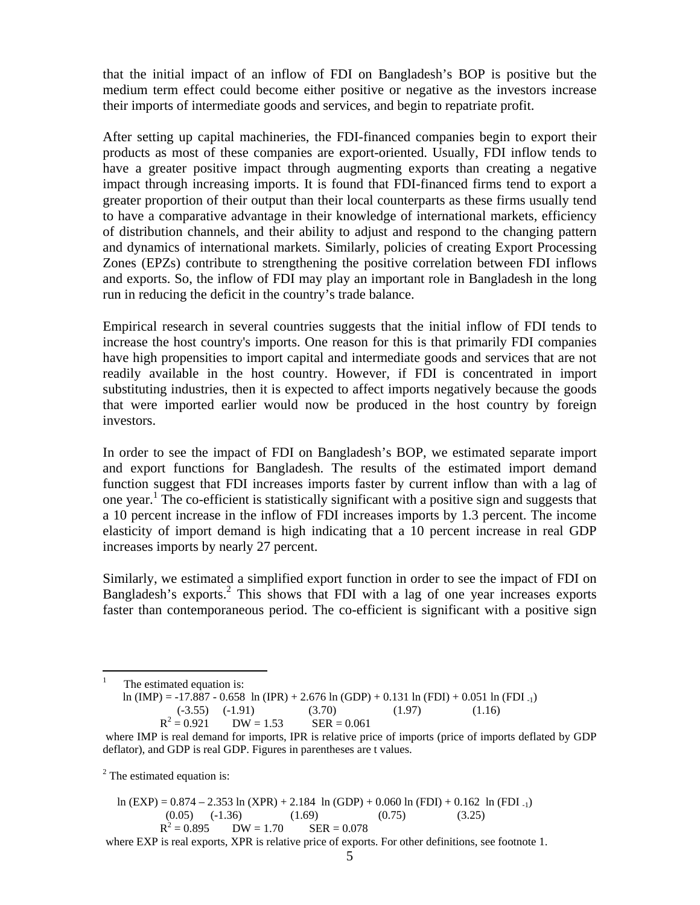that the initial impact of an inflow of FDI on Bangladesh's BOP is positive but the medium term effect could become either positive or negative as the investors increase their imports of intermediate goods and services, and begin to repatriate profit.

After setting up capital machineries, the FDI-financed companies begin to export their products as most of these companies are export-oriented. Usually, FDI inflow tends to have a greater positive impact through augmenting exports than creating a negative impact through increasing imports. It is found that FDI-financed firms tend to export a greater proportion of their output than their local counterparts as these firms usually tend to have a comparative advantage in their knowledge of international markets, efficiency of distribution channels, and their ability to adjust and respond to the changing pattern and dynamics of international markets. Similarly, policies of creating Export Processing Zones (EPZs) contribute to strengthening the positive correlation between FDI inflows and exports. So, the inflow of FDI may play an important role in Bangladesh in the long run in reducing the deficit in the country's trade balance.

Empirical research in several countries suggests that the initial inflow of FDI tends to increase the host country's imports. One reason for this is that primarily FDI companies have high propensities to import capital and intermediate goods and services that are not readily available in the host country. However, if FDI is concentrated in import substituting industries, then it is expected to affect imports negatively because the goods that were imported earlier would now be produced in the host country by foreign investors.

In order to see the impact of FDI on Bangladesh's BOP, we estimated separate import and export functions for Bangladesh. The results of the estimated import demand function suggest that FDI increases imports faster by current inflow than with a lag of one year.[1] The co-efficient is statistically significant with a positive sign and suggests that a 10 percent increase in the inflow of FDI increases imports by 1.3 percent. The income elasticity of import demand is high indicating that a 10 percent increase in real GDP increases imports by nearly 27 percent.

Similarly, we estimated a simplified export function in order to see the impact of FDI on Bangladesh's exports.[2] This shows that FDI with a lag of one year increases exports faster than contemporaneous period. The co-efficient is significant with a positive sign

---

[1] The estimated equation is:

$$\underset{(-3.55)}{\ln(IMP) = -17.887} \underset{(-1.91)}{- 0.658 \ln(IPR)} + \underset{(3.70)}{2.676 \ln(GDP)} + \underset{(1.97)}{0.131 \ln(FDI)} + \underset{(1.16)}{0.051 \ln(FDI_{-1})}$$

$R^2 = 0.921 \quad DW = 1.53 \quad SER = 0.061$

where IMP is real demand for imports, IPR is relative price of imports (price of imports deflated by GDP deflator), and GDP is real GDP. Figures in parentheses are t values.

[2] The estimated equation is:

$$\underset{(0.05)}{\ln(EXP) = 0.874} \underset{(-1.36)}{- 2.353 \ln(XPR)} + \underset{(1.69)}{2.184 \ln(GDP)} + \underset{(0.75)}{0.060 \ln(FDI)} + \underset{(3.25)}{0.162 \ln(FDI_{-1})}$$

$R^2 = 0.895 \quad DW = 1.70 \quad SER = 0.078$

where EXP is real exports, XPR is relative price of exports. For other definitions, see footnote 1.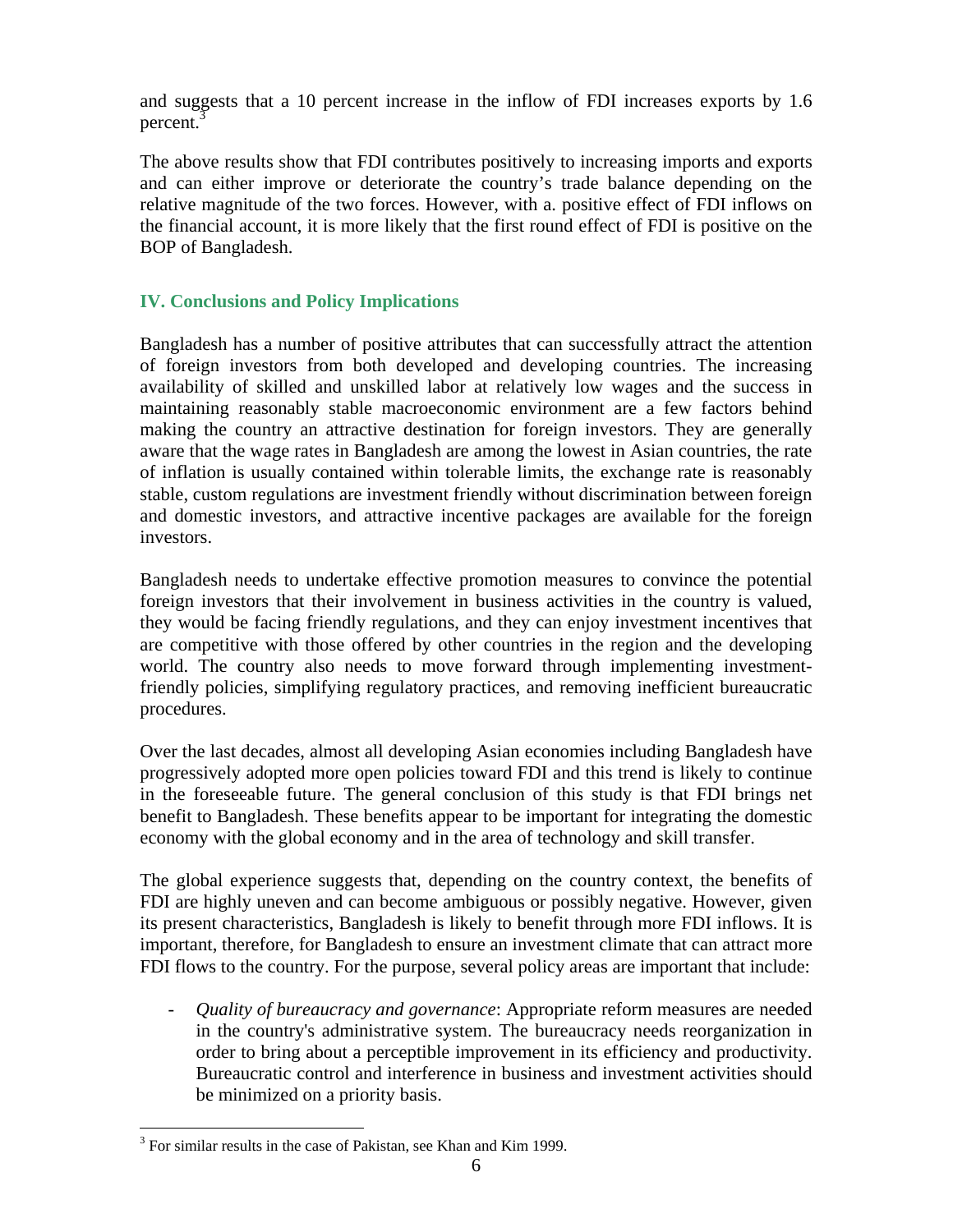and suggests that a 10 percent increase in the inflow of FDI increases exports by 1.6 percent.[3]

The above results show that FDI contributes positively to increasing imports and exports and can either improve or deteriorate the country's trade balance depending on the relative magnitude of the two forces. However, with a. positive effect of FDI inflows on the financial account, it is more likely that the first round effect of FDI is positive on the BOP of Bangladesh.

## IV. Conclusions and Policy Implications

Bangladesh has a number of positive attributes that can successfully attract the attention of foreign investors from both developed and developing countries. The increasing availability of skilled and unskilled labor at relatively low wages and the success in maintaining reasonably stable macroeconomic environment are a few factors behind making the country an attractive destination for foreign investors. They are generally aware that the wage rates in Bangladesh are among the lowest in Asian countries, the rate of inflation is usually contained within tolerable limits, the exchange rate is reasonably stable, custom regulations are investment friendly without discrimination between foreign and domestic investors, and attractive incentive packages are available for the foreign investors.

Bangladesh needs to undertake effective promotion measures to convince the potential foreign investors that their involvement in business activities in the country is valued, they would be facing friendly regulations, and they can enjoy investment incentives that are competitive with those offered by other countries in the region and the developing world. The country also needs to move forward through implementing investment-friendly policies, simplifying regulatory practices, and removing inefficient bureaucratic procedures.

Over the last decades, almost all developing Asian economies including Bangladesh have progressively adopted more open policies toward FDI and this trend is likely to continue in the foreseeable future. The general conclusion of this study is that FDI brings net benefit to Bangladesh. These benefits appear to be important for integrating the domestic economy with the global economy and in the area of technology and skill transfer.

The global experience suggests that, depending on the country context, the benefits of FDI are highly uneven and can become ambiguous or possibly negative. However, given its present characteristics, Bangladesh is likely to benefit through more FDI inflows. It is important, therefore, for Bangladesh to ensure an investment climate that can attract more FDI flows to the country. For the purpose, several policy areas are important that include:

- *Quality of bureaucracy and governance*: Appropriate reform measures are needed in the country's administrative system. The bureaucracy needs reorganization in order to bring about a perceptible improvement in its efficiency and productivity. Bureaucratic control and interference in business and investment activities should be minimized on a priority basis.

[3] For similar results in the case of Pakistan, see Khan and Kim 1999.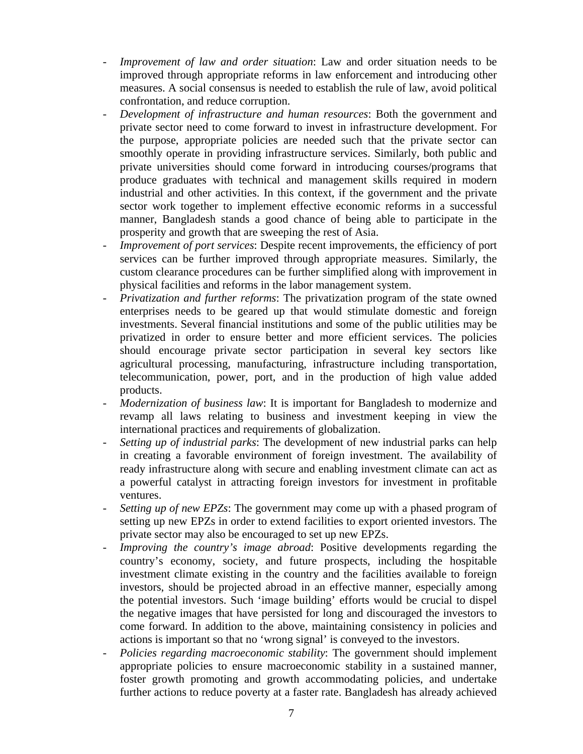- *Improvement of law and order situation*: Law and order situation needs to be improved through appropriate reforms in law enforcement and introducing other measures. A social consensus is needed to establish the rule of law, avoid political confrontation, and reduce corruption.
- *Development of infrastructure and human resources*: Both the government and private sector need to come forward to invest in infrastructure development. For the purpose, appropriate policies are needed such that the private sector can smoothly operate in providing infrastructure services. Similarly, both public and private universities should come forward in introducing courses/programs that produce graduates with technical and management skills required in modern industrial and other activities. In this context, if the government and the private sector work together to implement effective economic reforms in a successful manner, Bangladesh stands a good chance of being able to participate in the prosperity and growth that are sweeping the rest of Asia.
- *Improvement of port services*: Despite recent improvements, the efficiency of port services can be further improved through appropriate measures. Similarly, the custom clearance procedures can be further simplified along with improvement in physical facilities and reforms in the labor management system.
- *Privatization and further reforms*: The privatization program of the state owned enterprises needs to be geared up that would stimulate domestic and foreign investments. Several financial institutions and some of the public utilities may be privatized in order to ensure better and more efficient services. The policies should encourage private sector participation in several key sectors like agricultural processing, manufacturing, infrastructure including transportation, telecommunication, power, port, and in the production of high value added products.
- *Modernization of business law*: It is important for Bangladesh to modernize and revamp all laws relating to business and investment keeping in view the international practices and requirements of globalization.
- *Setting up of industrial parks*: The development of new industrial parks can help in creating a favorable environment of foreign investment. The availability of ready infrastructure along with secure and enabling investment climate can act as a powerful catalyst in attracting foreign investors for investment in profitable ventures.
- *Setting up of new EPZs*: The government may come up with a phased program of setting up new EPZs in order to extend facilities to export oriented investors. The private sector may also be encouraged to set up new EPZs.
- *Improving the country's image abroad*: Positive developments regarding the country's economy, society, and future prospects, including the hospitable investment climate existing in the country and the facilities available to foreign investors, should be projected abroad in an effective manner, especially among the potential investors. Such 'image building' efforts would be crucial to dispel the negative images that have persisted for long and discouraged the investors to come forward. In addition to the above, maintaining consistency in policies and actions is important so that no 'wrong signal' is conveyed to the investors.
- *Policies regarding macroeconomic stability*: The government should implement appropriate policies to ensure macroeconomic stability in a sustained manner, foster growth promoting and growth accommodating policies, and undertake further actions to reduce poverty at a faster rate. Bangladesh has already achieved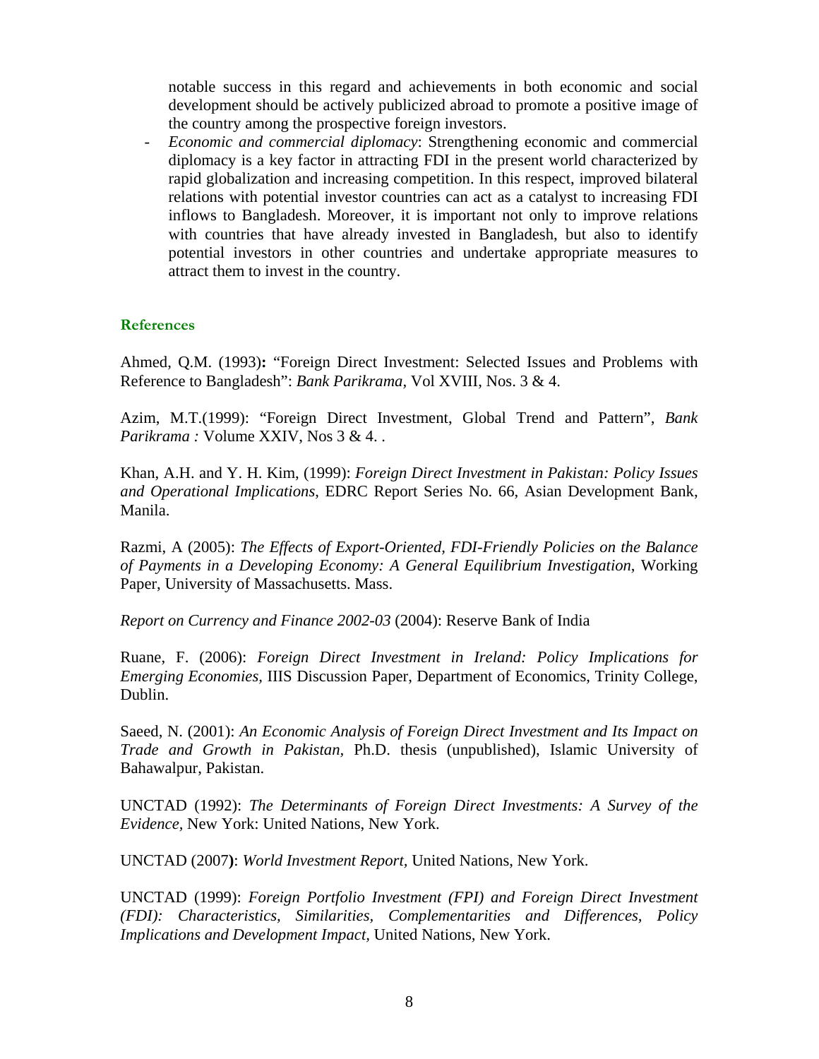notable success in this regard and achievements in both economic and social development should be actively publicized abroad to promote a positive image of the country among the prospective foreign investors.

- *Economic and commercial diplomacy*: Strengthening economic and commercial diplomacy is a key factor in attracting FDI in the present world characterized by rapid globalization and increasing competition. In this respect, improved bilateral relations with potential investor countries can act as a catalyst to increasing FDI inflows to Bangladesh. Moreover, it is important not only to improve relations with countries that have already invested in Bangladesh, but also to identify potential investors in other countries and undertake appropriate measures to attract them to invest in the country.

## References

Ahmed, Q.M. (1993)**:** "Foreign Direct Investment: Selected Issues and Problems with Reference to Bangladesh": *Bank Parikrama*, Vol XVIII, Nos. 3 & 4.

Azim, M.T.(1999): "Foreign Direct Investment, Global Trend and Pattern", *Bank Parikrama :* Volume XXIV, Nos 3 & 4. .

Khan, A.H. and Y. H. Kim, (1999): *Foreign Direct Investment in Pakistan: Policy Issues and Operational Implications*, EDRC Report Series No. 66, Asian Development Bank, Manila.

Razmi, A (2005): *The Effects of Export-Oriented, FDI-Friendly Policies on the Balance of Payments in a Developing Economy: A General Equilibrium Investigation*, Working Paper, University of Massachusetts. Mass.

*Report on Currency and Finance 2002-03* (2004): Reserve Bank of India

Ruane, F. (2006): *Foreign Direct Investment in Ireland: Policy Implications for Emerging Economies*, IIIS Discussion Paper, Department of Economics, Trinity College, Dublin.

Saeed, N. (2001): *An Economic Analysis of Foreign Direct Investment and Its Impact on Trade and Growth in Pakistan,* Ph.D. thesis (unpublished), Islamic University of Bahawalpur, Pakistan.

UNCTAD (1992): *The Determinants of Foreign Direct Investments: A Survey of the Evidence*, New York: United Nations, New York.

UNCTAD (2007**)**: *World Investment Report,* United Nations, New York.

UNCTAD (1999): *Foreign Portfolio Investment (FPI) and Foreign Direct Investment (FDI): Characteristics, Similarities, Complementarities and Differences, Policy Implications and Development Impact,* United Nations, New York.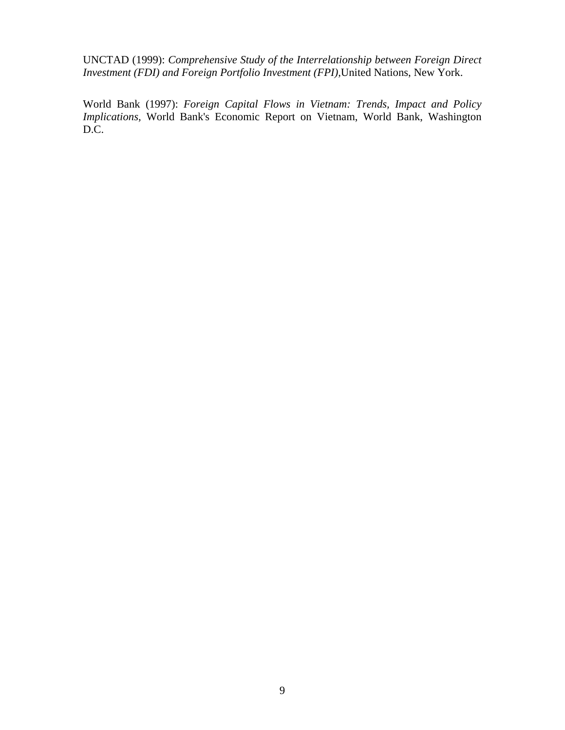UNCTAD (1999): *Comprehensive Study of the Interrelationship between Foreign Direct Investment (FDI) and Foreign Portfolio Investment (FPI),*United Nations, New York.

World Bank (1997): *Foreign Capital Flows in Vietnam: Trends, Impact and Policy Implications*, World Bank's Economic Report on Vietnam, World Bank, Washington D.C.